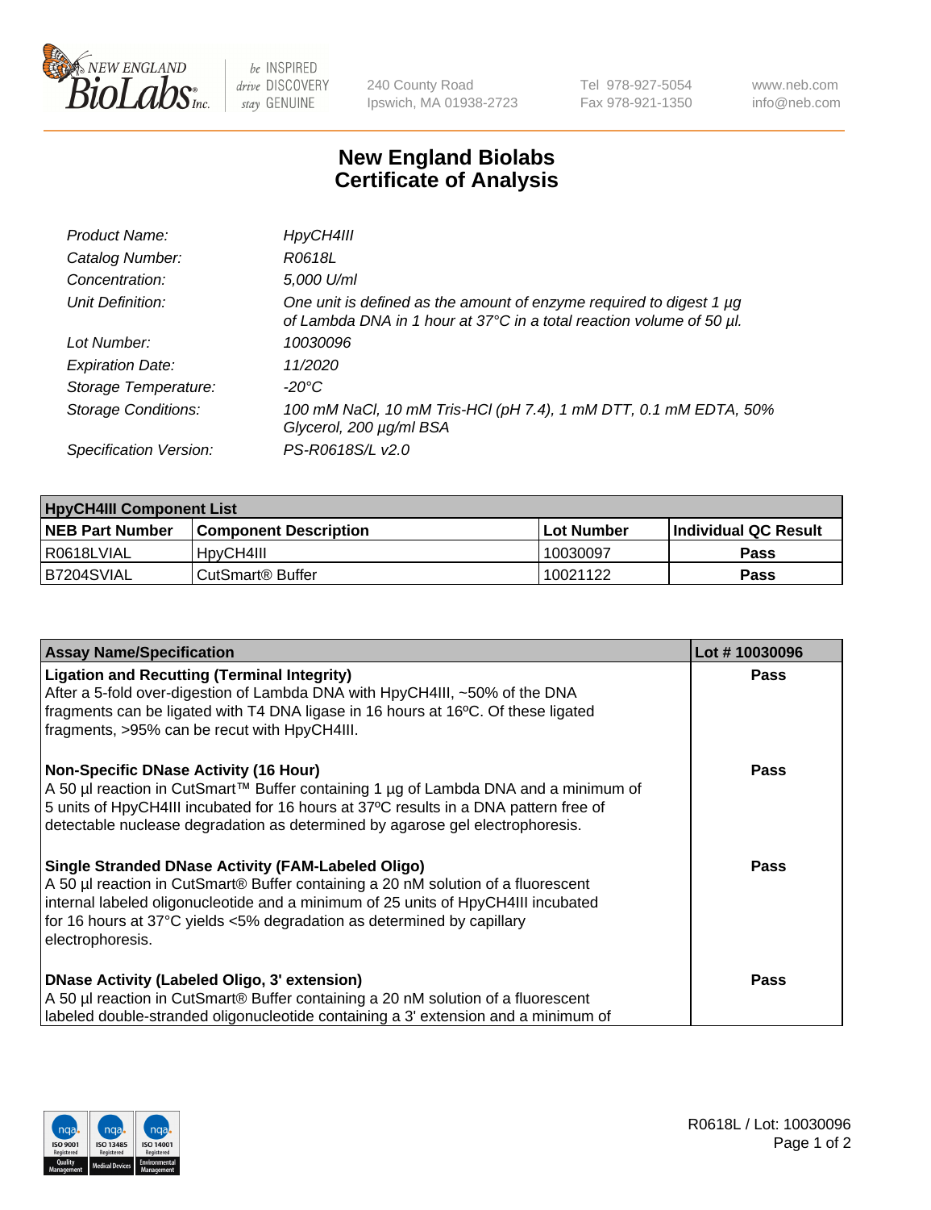# New England Biolabs
# Certificate of Analysis

| | |
|---|---|
| *Product Name:* | *HpyCH4III* |
| *Catalog Number:* | *R0618L* |
| *Concentration:* | *5,000 U/ml* |
| *Unit Definition:* | *One unit is defined as the amount of enzyme required to digest 1 µg of Lambda DNA in 1 hour at 37°C in a total reaction volume of 50 µl.* |
| *Lot Number:* | *10030096* |
| *Expiration Date:* | *11/2020* |
| *Storage Temperature:* | *-20°C* |
| *Storage Conditions:* | *100 mM NaCl, 10 mM Tris-HCl (pH 7.4), 1 mM DTT, 0.1 mM EDTA, 50% Glycerol, 200 µg/ml BSA* |
| *Specification Version:* | *PS-R0618S/L v2.0* |

| HpyCH4III Component List | | | |
|---|---|---|---|
| **NEB Part Number** | **Component Description** | **Lot Number** | **Individual QC Result** |
| R0618LVIAL | HpyCH4III | 10030097 | **Pass** |
| B7204SVIAL | CutSmart® Buffer | 10021122 | **Pass** |

| Assay Name/Specification | Lot # 10030096 |
|---|---|
| **Ligation and Recutting (Terminal Integrity)**<br>After a 5-fold over-digestion of Lambda DNA with HpyCH4III, ~50% of the DNA fragments can be ligated with T4 DNA ligase in 16 hours at 16ºC. Of these ligated fragments, >95% can be recut with HpyCH4III. | **Pass** |
| **Non-Specific DNase Activity (16 Hour)**<br>A 50 µl reaction in CutSmart™ Buffer containing 1 µg of Lambda DNA and a minimum of 5 units of HpyCH4III incubated for 16 hours at 37ºC results in a DNA pattern free of detectable nuclease degradation as determined by agarose gel electrophoresis. | **Pass** |
| **Single Stranded DNase Activity (FAM-Labeled Oligo)**<br>A 50 µl reaction in CutSmart® Buffer containing a 20 nM solution of a fluorescent internal labeled oligonucleotide and a minimum of 25 units of HpyCH4III incubated for 16 hours at 37°C yields <5% degradation as determined by capillary electrophoresis. | **Pass** |
| **DNase Activity (Labeled Oligo, 3' extension)**<br>A 50 µl reaction in CutSmart® Buffer containing a 20 nM solution of a fluorescent labeled double-stranded oligonucleotide containing a 3' extension and a minimum of | **Pass** |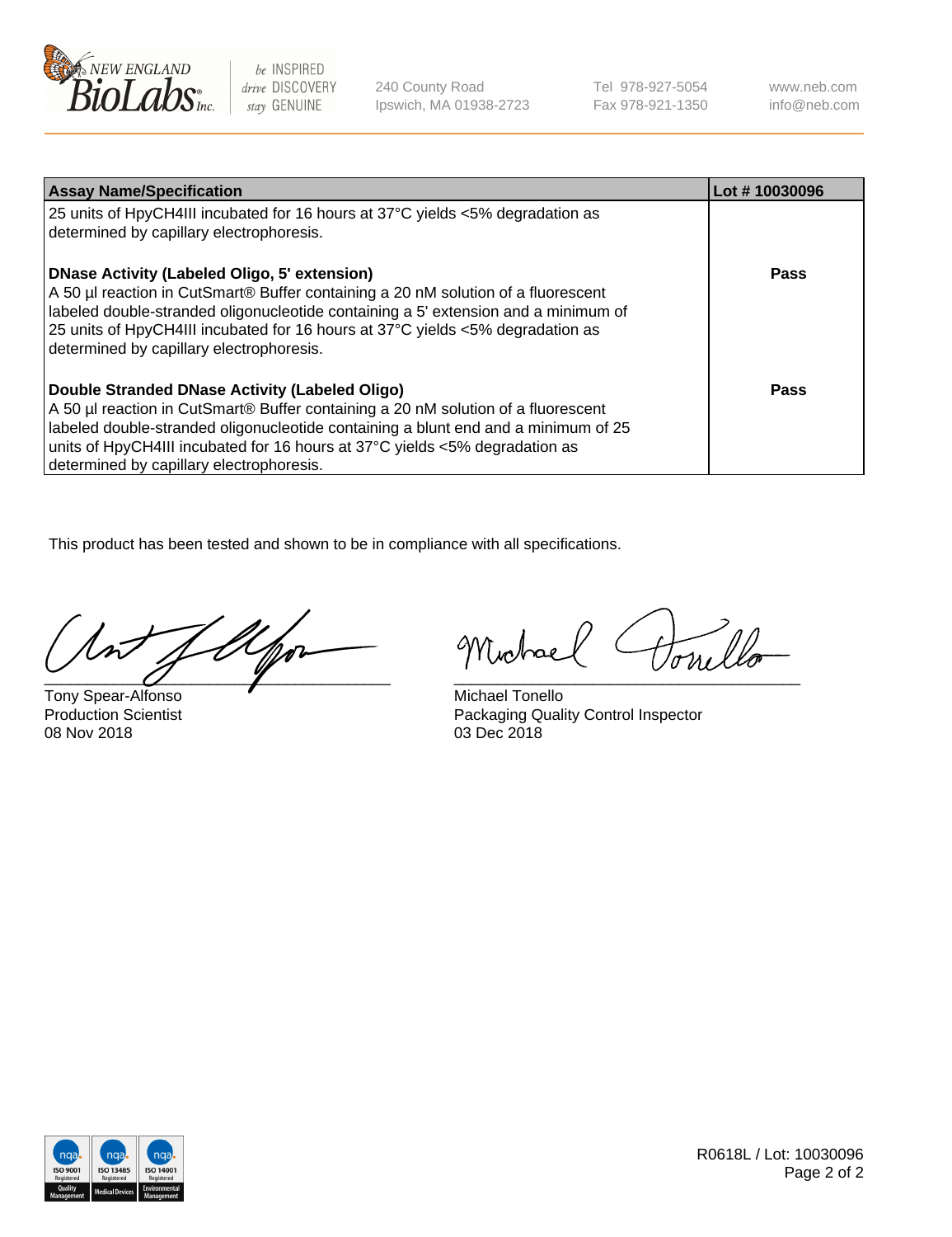| Assay Name/Specification | Lot # 10030096 |
|---|---|
| 25 units of HpyCH4III incubated for 16 hours at 37°C yields <5% degradation as determined by capillary electrophoresis. | |
| **DNase Activity (Labeled Oligo, 5' extension)**<br>A 50 µl reaction in CutSmart® Buffer containing a 20 nM solution of a fluorescent labeled double-stranded oligonucleotide containing a 5' extension and a minimum of 25 units of HpyCH4III incubated for 16 hours at 37°C yields <5% degradation as determined by capillary electrophoresis. | **Pass** |
| **Double Stranded DNase Activity (Labeled Oligo)**<br>A 50 µl reaction in CutSmart® Buffer containing a 20 nM solution of a fluorescent labeled double-stranded oligonucleotide containing a blunt end and a minimum of 25 units of HpyCH4III incubated for 16 hours at 37°C yields <5% degradation as determined by capillary electrophoresis. | **Pass** |

This product has been tested and shown to be in compliance with all specifications.

Tony Spear-Alfonso
Production Scientist
08 Nov 2018

Michael Tonello
Packaging Quality Control Inspector
03 Dec 2018

R0618L / Lot: 10030096